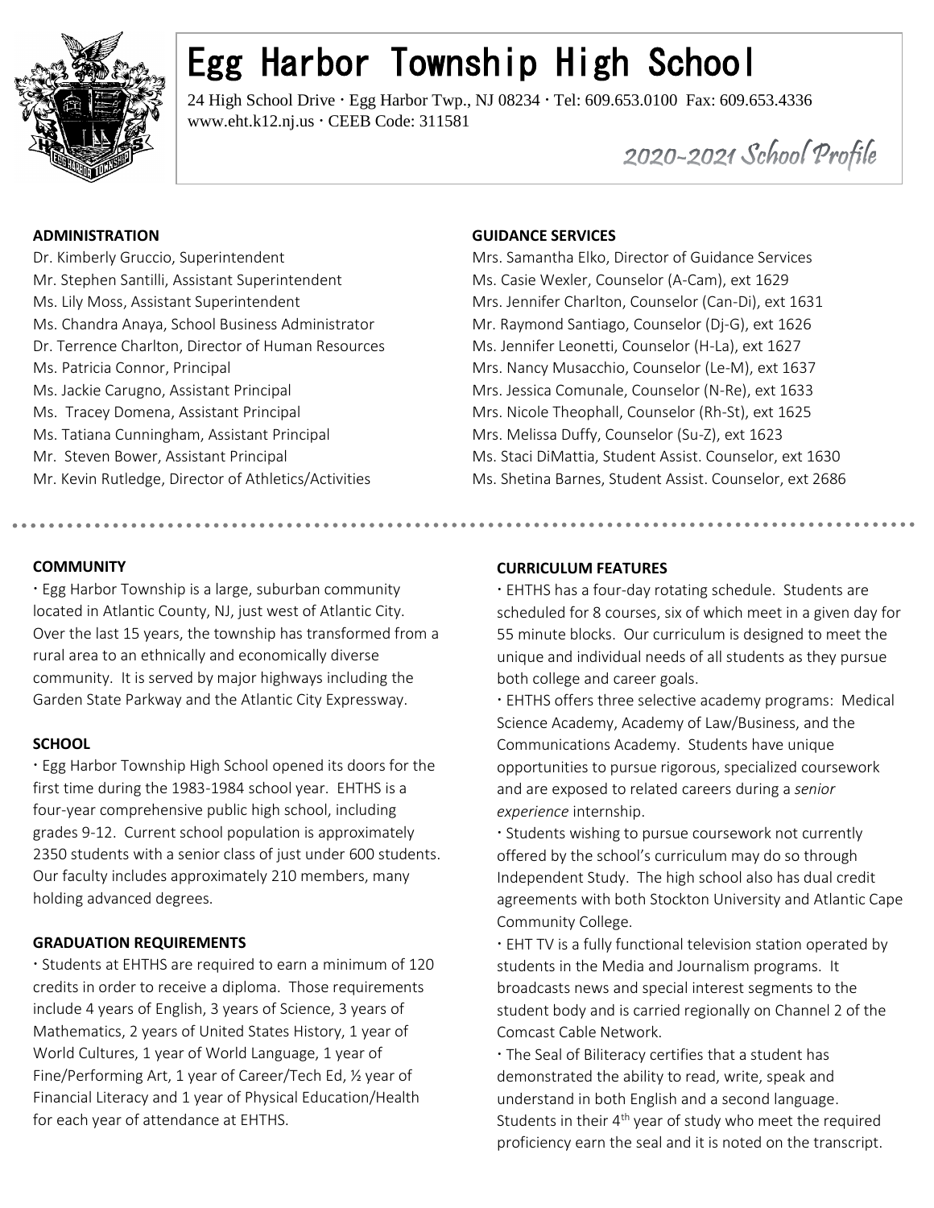# Egg Harbor Township High School

24 High School Drive · Egg Harbor Twp., NJ 08234 · Tel: 609.653.0100 Fax: 609.653.4336
www.eht.k12.nj.us · CEEB Code: 311581

*2020-2021 School Profile*

**ADMINISTRATION**

Dr. Kimberly Gruccio, Superintendent
Mr. Stephen Santilli, Assistant Superintendent
Ms. Lily Moss, Assistant Superintendent
Ms. Chandra Anaya, School Business Administrator
Dr. Terrence Charlton, Director of Human Resources
Ms. Patricia Connor, Principal
Ms. Jackie Carugno, Assistant Principal
Ms. Tracey Domena, Assistant Principal
Ms. Tatiana Cunningham, Assistant Principal
Mr. Steven Bower, Assistant Principal
Mr. Kevin Rutledge, Director of Athletics/Activities

**GUIDANCE SERVICES**

Mrs. Samantha Elko, Director of Guidance Services
Ms. Casie Wexler, Counselor (A-Cam), ext 1629
Mrs. Jennifer Charlton, Counselor (Can-Di), ext 1631
Mr. Raymond Santiago, Counselor (Dj-G), ext 1626
Ms. Jennifer Leonetti, Counselor (H-La), ext 1627
Mrs. Nancy Musacchio, Counselor (Le-M), ext 1637
Mrs. Jessica Comunale, Counselor (N-Re), ext 1633
Mrs. Nicole Theophall, Counselor (Rh-St), ext 1625
Mrs. Melissa Duffy, Counselor (Su-Z), ext 1623
Ms. Staci DiMattia, Student Assist. Counselor, ext 1630
Ms. Shetina Barnes, Student Assist. Counselor, ext 2686

**COMMUNITY**

· Egg Harbor Township is a large, suburban community located in Atlantic County, NJ, just west of Atlantic City. Over the last 15 years, the township has transformed from a rural area to an ethnically and economically diverse community. It is served by major highways including the Garden State Parkway and the Atlantic City Expressway.

**SCHOOL**

· Egg Harbor Township High School opened its doors for the first time during the 1983-1984 school year. EHTHS is a four-year comprehensive public high school, including grades 9-12. Current school population is approximately 2350 students with a senior class of just under 600 students. Our faculty includes approximately 210 members, many holding advanced degrees.

**GRADUATION REQUIREMENTS**

· Students at EHTHS are required to earn a minimum of 120 credits in order to receive a diploma. Those requirements include 4 years of English, 3 years of Science, 3 years of Mathematics, 2 years of United States History, 1 year of World Cultures, 1 year of World Language, 1 year of Fine/Performing Art, 1 year of Career/Tech Ed, ½ year of Financial Literacy and 1 year of Physical Education/Health for each year of attendance at EHTHS.

**CURRICULUM FEATURES**

· EHTHS has a four-day rotating schedule. Students are scheduled for 8 courses, six of which meet in a given day for 55 minute blocks. Our curriculum is designed to meet the unique and individual needs of all students as they pursue both college and career goals.

· EHTHS offers three selective academy programs: Medical Science Academy, Academy of Law/Business, and the Communications Academy. Students have unique opportunities to pursue rigorous, specialized coursework and are exposed to related careers during a *senior experience* internship.

· Students wishing to pursue coursework not currently offered by the school's curriculum may do so through Independent Study. The high school also has dual credit agreements with both Stockton University and Atlantic Cape Community College.

· EHT TV is a fully functional television station operated by students in the Media and Journalism programs. It broadcasts news and special interest segments to the student body and is carried regionally on Channel 2 of the Comcast Cable Network.

· The Seal of Biliteracy certifies that a student has demonstrated the ability to read, write, speak and understand in both English and a second language. Students in their 4th year of study who meet the required proficiency earn the seal and it is noted on the transcript.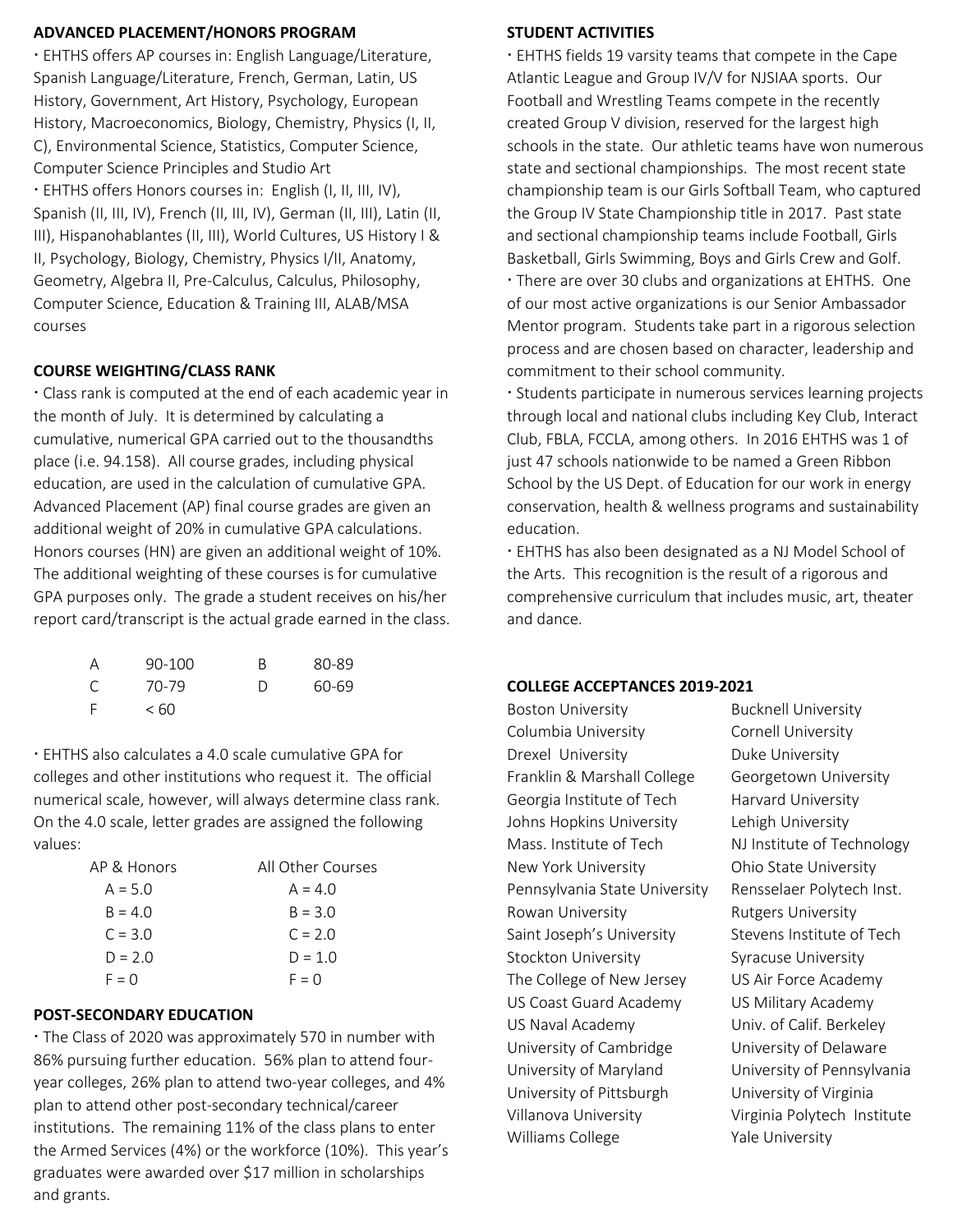## ADVANCED PLACEMENT/HONORS PROGRAM

- EHTHS offers AP courses in: English Language/Literature, Spanish Language/Literature, French, German, Latin, US History, Government, Art History, Psychology, European History, Macroeconomics, Biology, Chemistry, Physics (I, II, C), Environmental Science, Statistics, Computer Science, Computer Science Principles and Studio Art
- EHTHS offers Honors courses in: English (I, II, III, IV), Spanish (II, III, IV), French (II, III, IV), German (II, III), Latin (II, III), Hispanohablantes (II, III), World Cultures, US History I & II, Psychology, Biology, Chemistry, Physics I/II, Anatomy, Geometry, Algebra II, Pre-Calculus, Calculus, Philosophy, Computer Science, Education & Training III, ALAB/MSA courses

## COURSE WEIGHTING/CLASS RANK

- Class rank is computed at the end of each academic year in the month of July. It is determined by calculating a cumulative, numerical GPA carried out to the thousandths place (i.e. 94.158). All course grades, including physical education, are used in the calculation of cumulative GPA. Advanced Placement (AP) final course grades are given an additional weight of 20% in cumulative GPA calculations. Honors courses (HN) are given an additional weight of 10%. The additional weighting of these courses is for cumulative GPA purposes only. The grade a student receives on his/her report card/transcript is the actual grade earned in the class.

| | | | |
|---|---|---|---|
| A | 90-100 | B | 80-89 |
| C | 70-79 | D | 60-69 |
| F | < 60 | | |

- EHTHS also calculates a 4.0 scale cumulative GPA for colleges and other institutions who request it. The official numerical scale, however, will always determine class rank. On the 4.0 scale, letter grades are assigned the following values:

| AP & Honors | All Other Courses |
|---|---|
| A = 5.0 | A = 4.0 |
| B = 4.0 | B = 3.0 |
| C = 3.0 | C = 2.0 |
| D = 2.0 | D = 1.0 |
| F = 0 | F = 0 |

## POST-SECONDARY EDUCATION

- The Class of 2020 was approximately 570 in number with 86% pursuing further education. 56% plan to attend four-year colleges, 26% plan to attend two-year colleges, and 4% plan to attend other post-secondary technical/career institutions. The remaining 11% of the class plans to enter the Armed Services (4%) or the workforce (10%). This year's graduates were awarded over $17 million in scholarships and grants.

## STUDENT ACTIVITIES

- EHTHS fields 19 varsity teams that compete in the Cape Atlantic League and Group IV/V for NJSIAA sports. Our Football and Wrestling Teams compete in the recently created Group V division, reserved for the largest high schools in the state. Our athletic teams have won numerous state and sectional championships. The most recent state championship team is our Girls Softball Team, who captured the Group IV State Championship title in 2017. Past state and sectional championship teams include Football, Girls Basketball, Girls Swimming, Boys and Girls Crew and Golf.
- There are over 30 clubs and organizations at EHTHS. One of our most active organizations is our Senior Ambassador Mentor program. Students take part in a rigorous selection process and are chosen based on character, leadership and commitment to their school community.
- Students participate in numerous services learning projects through local and national clubs including Key Club, Interact Club, FBLA, FCCLA, among others. In 2016 EHTHS was 1 of just 47 schools nationwide to be named a Green Ribbon School by the US Dept. of Education for our work in energy conservation, health & wellness programs and sustainability education.
- EHTHS has also been designated as a NJ Model School of the Arts. This recognition is the result of a rigorous and comprehensive curriculum that includes music, art, theater and dance.

## COLLEGE ACCEPTANCES 2019-2021

| | |
|---|---|
| Boston University | Bucknell University |
| Columbia University | Cornell University |
| Drexel University | Duke University |
| Franklin & Marshall College | Georgetown University |
| Georgia Institute of Tech | Harvard University |
| Johns Hopkins University | Lehigh University |
| Mass. Institute of Tech | NJ Institute of Technology |
| New York University | Ohio State University |
| Pennsylvania State University | Rensselaer Polytech Inst. |
| Rowan University | Rutgers University |
| Saint Joseph's University | Stevens Institute of Tech |
| Stockton University | Syracuse University |
| The College of New Jersey | US Air Force Academy |
| US Coast Guard Academy | US Military Academy |
| US Naval Academy | Univ. of Calif. Berkeley |
| University of Cambridge | University of Delaware |
| University of Maryland | University of Pennsylvania |
| University of Pittsburgh | University of Virginia |
| Villanova University | Virginia Polytech Institute |
| Williams College | Yale University |